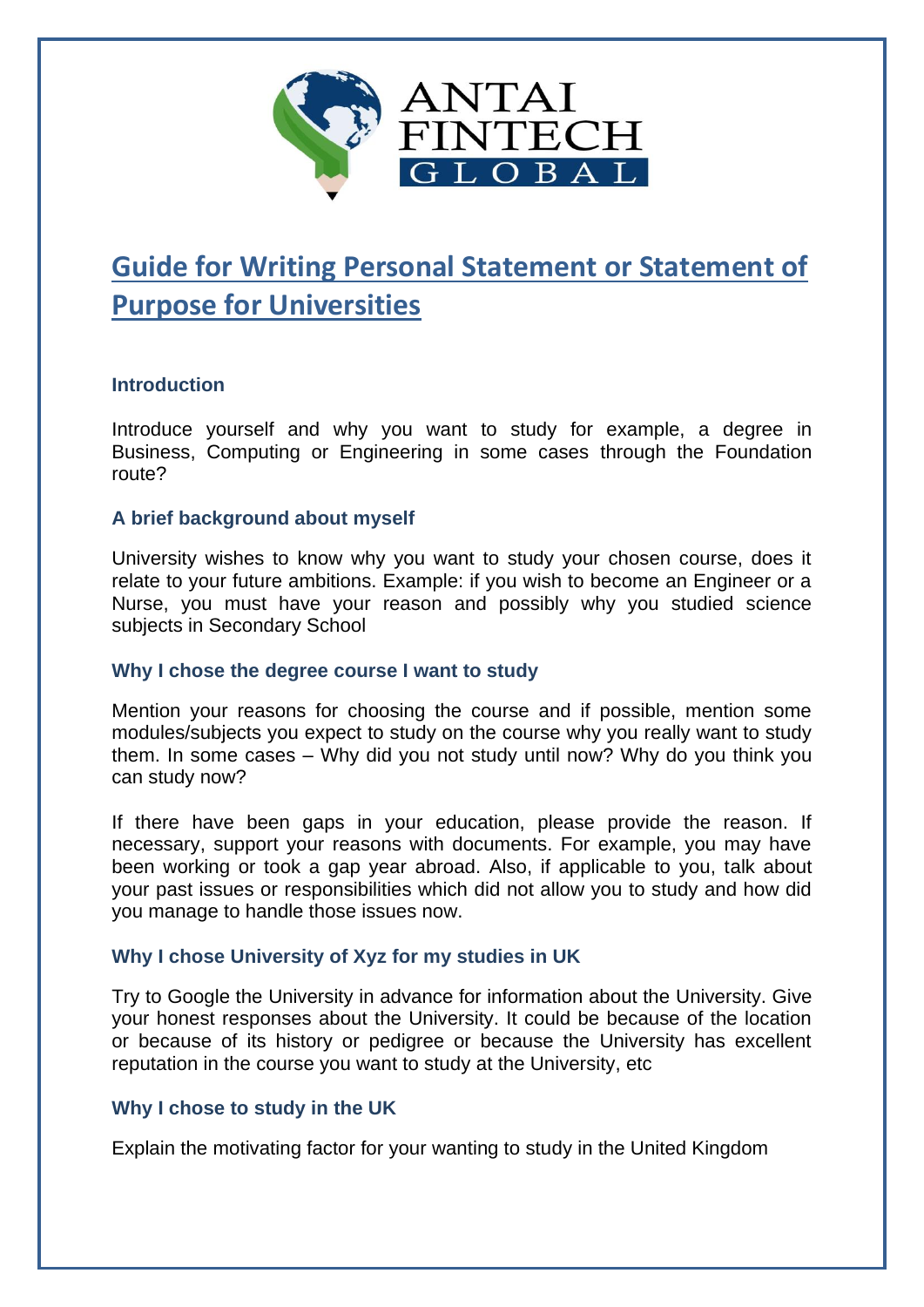ANTAI FINTECH GLOBAL

# Guide for Writing Personal Statement or Statement of Purpose for Universities

### Introduction

Introduce yourself and why you want to study for example, a degree in Business, Computing or Engineering in some cases through the Foundation route?

### A brief background about myself

University wishes to know why you want to study your chosen course, does it relate to your future ambitions. Example: if you wish to become an Engineer or a Nurse, you must have your reason and possibly why you studied science subjects in Secondary School

### Why I chose the degree course I want to study

Mention your reasons for choosing the course and if possible, mention some modules/subjects you expect to study on the course why you really want to study them. In some cases – Why did you not study until now? Why do you think you can study now?

If there have been gaps in your education, please provide the reason. If necessary, support your reasons with documents. For example, you may have been working or took a gap year abroad. Also, if applicable to you, talk about your past issues or responsibilities which did not allow you to study and how did you manage to handle those issues now.

### Why I chose University of Xyz for my studies in UK

Try to Google the University in advance for information about the University. Give your honest responses about the University. It could be because of the location or because of its history or pedigree or because the University has excellent reputation in the course you want to study at the University, etc

### Why I chose to study in the UK

Explain the motivating factor for your wanting to study in the United Kingdom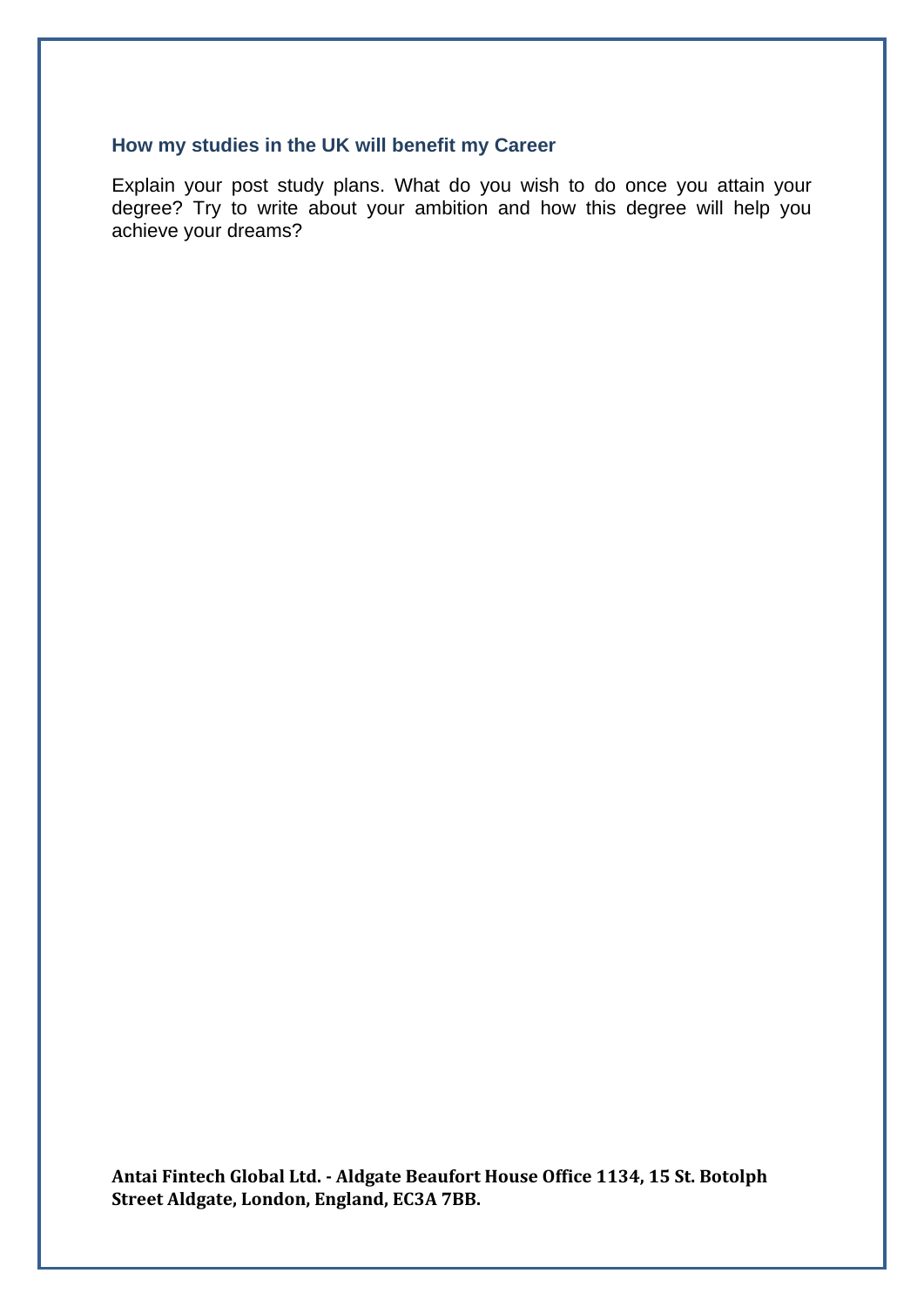### How my studies in the UK will benefit my Career

Explain your post study plans. What do you wish to do once you attain your degree? Try to write about your ambition and how this degree will help you achieve your dreams?

**Antai Fintech Global Ltd. - Aldgate Beaufort House Office 1134, 15 St. Botolph Street Aldgate, London, England, EC3A 7BB.**